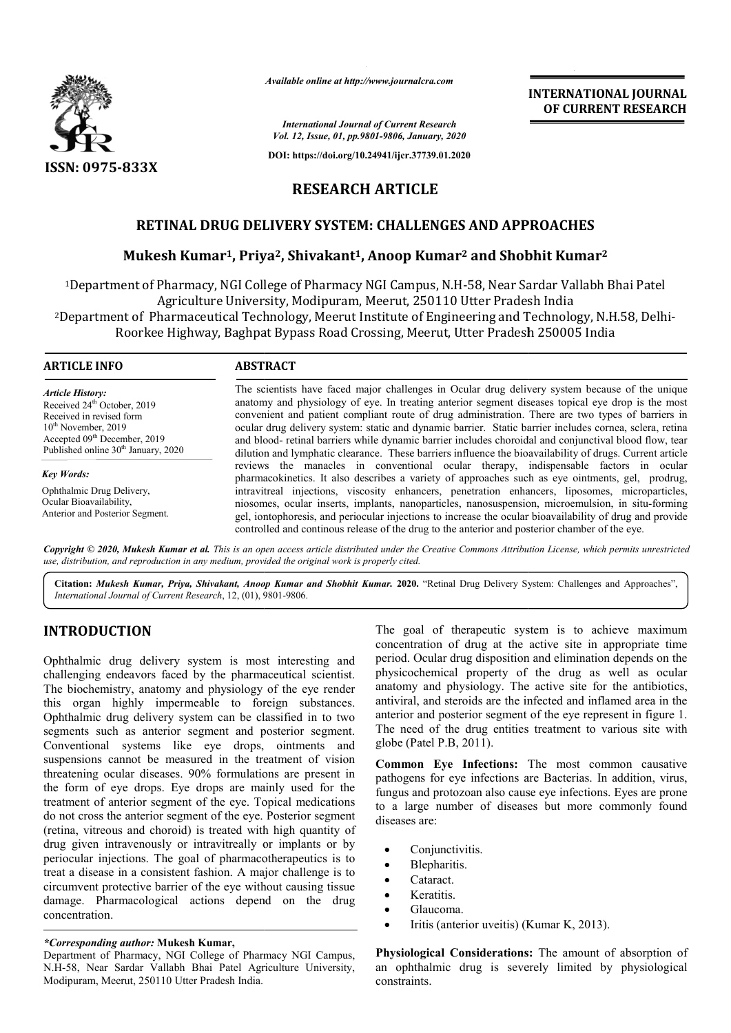ISSN: 0975-833X

*Available online at http://www.journalcra.com*

*International Journal of Current Research*
*Vol. 12, Issue, 01, pp.9801-9806, January, 2020*

**DOI: https://doi.org/10.24941/ijcr.37739.01.2020**

**INTERNATIONAL JOURNAL OF CURRENT RESEARCH**

**RESEARCH ARTICLE**

# RETINAL DRUG DELIVERY SYSTEM: CHALLENGES AND APPROACHES

**Mukesh Kumar[1], Priya[2], Shivakant[1], Anoop Kumar[2] and Shobhit Kumar[2]**

[1]Department of Pharmacy, NGI College of Pharmacy NGI Campus, N.H-58, Near Sardar Vallabh Bhai Patel Agriculture University, Modipuram, Meerut, 250110 Utter Pradesh India

[2]Department of Pharmaceutical Technology, Meerut Institute of Engineering and Technology, N.H.58, Delhi-Roorkee Highway, Baghpat Bypass Road Crossing, Meerut, Utter Pradesh 250005 India

**ARTICLE INFO**

*Article History:*
Received 24th October, 2019
Received in revised form
10th November, 2019
Accepted 09th December, 2019
Published online 30th January, 2020

*Key Words:*
Ophthalmic Drug Delivery,
Ocular Bioavailability,
Anterior and Posterior Segment.

**ABSTRACT**

The scientists have faced major challenges in Ocular drug delivery system because of the unique anatomy and physiology of eye. In treating anterior segment diseases topical eye drop is the most convenient and patient compliant route of drug administration. There are two types of barriers in ocular drug delivery system: static and dynamic barrier. Static barrier includes cornea, sclera, retina and blood- retinal barriers while dynamic barrier includes choroidal and conjunctival blood flow, tear dilution and lymphatic clearance. These barriers influence the bioavailability of drugs. Current article reviews the manacles in conventional ocular therapy, indispensable factors in ocular pharmacokinetics. It also describes a variety of approaches such as eye ointments, gel, prodrug, intravitreal injections, viscosity enhancers, penetration enhancers, liposomes, microparticles, niosomes, ocular inserts, implants, nanoparticles, nanosuspension, microemulsion, in situ-forming gel, iontophoresis, and periocular injections to increase the ocular bioavailability of drug and provide controlled and continous release of the drug to the anterior and posterior chamber of the eye.

***Copyright © 2020, Mukesh Kumar et al.*** *This is an open access article distributed under the Creative Commons Attribution License, which permits unrestricted use, distribution, and reproduction in any medium, provided the original work is properly cited.*

**Citation:** ***Mukesh Kumar, Priya, Shivakant, Anoop Kumar and Shobhit Kumar.* 2020.** "Retinal Drug Delivery System: Challenges and Approaches", *International Journal of Current Research*, 12, (01), 9801-9806.

## INTRODUCTION

Ophthalmic drug delivery system is most interesting and challenging endeavors faced by the pharmaceutical scientist. The biochemistry, anatomy and physiology of the eye render this organ highly impermeable to foreign substances. Ophthalmic drug delivery system can be classified in to two segments such as anterior segment and posterior segment. Conventional systems like eye drops, ointments and suspensions cannot be measured in the treatment of vision threatening ocular diseases. 90% formulations are present in the form of eye drops. Eye drops are mainly used for the treatment of anterior segment of the eye. Topical medications do not cross the anterior segment of the eye. Posterior segment (retina, vitreous and choroid) is treated with high quantity of drug given intravenously or intravitreally or implants or by periocular injections. The goal of pharmacotherapeutics is to treat a disease in a consistent fashion. A major challenge is to circumvent protective barrier of the eye without causing tissue damage. Pharmacological actions depend on the drug concentration.

The goal of therapeutic system is to achieve maximum concentration of drug at the active site in appropriate time period. Ocular drug disposition and elimination depends on the physicochemical property of the drug as well as ocular anatomy and physiology. The active site for the antibiotics, antiviral, and steroids are the infected and inflamed area in the anterior and posterior segment of the eye represent in figure 1. The need of the drug entities treatment to various site with globe (Patel P.B, 2011).

**Common Eye Infections:** The most common causative pathogens for eye infections are Bacterias. In addition, virus, fungus and protozoan also cause eye infections. Eyes are prone to a large number of diseases but more commonly found diseases are:

- Conjunctivitis.
- Blepharitis.
- Cataract.
- Keratitis.
- Glaucoma.
- Iritis (anterior uveitis) (Kumar K, 2013).

**Physiological Considerations:** The amount of absorption of an ophthalmic drug is severely limited by physiological constraints.

*\*Corresponding author:* **Mukesh Kumar,**
Department of Pharmacy, NGI College of Pharmacy NGI Campus, N.H-58, Near Sardar Vallabh Bhai Patel Agriculture University, Modipuram, Meerut, 250110 Utter Pradesh India.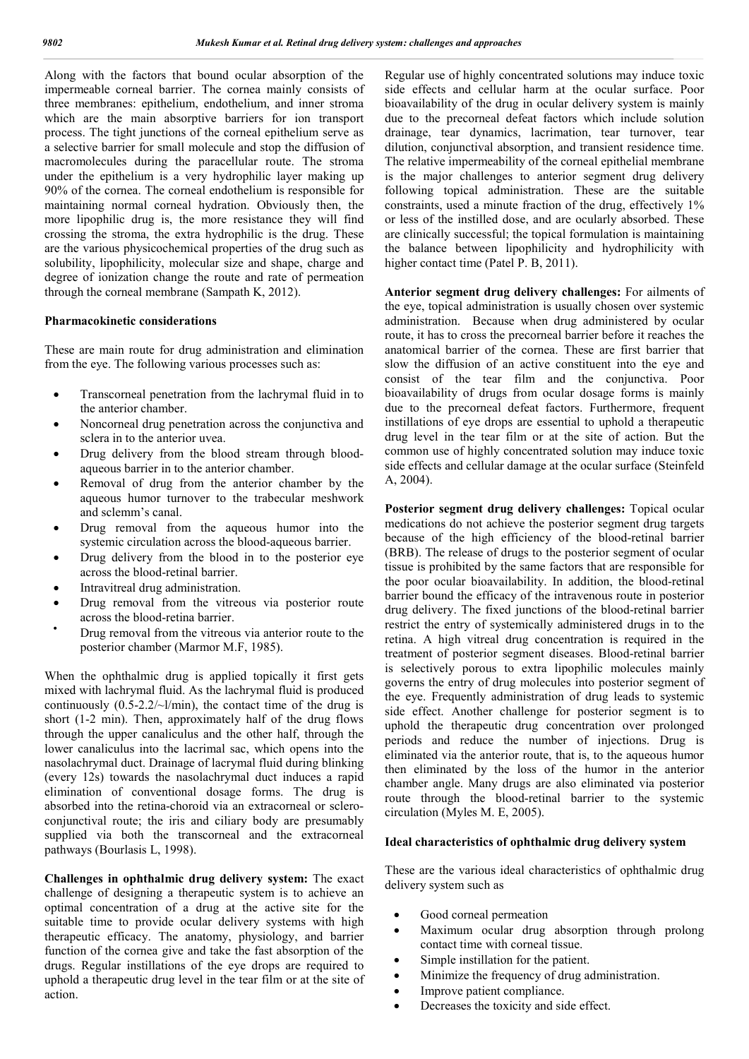Along with the factors that bound ocular absorption of the impermeable corneal barrier. The cornea mainly consists of three membranes: epithelium, endothelium, and inner stroma which are the main absorptive barriers for ion transport process. The tight junctions of the corneal epithelium serve as a selective barrier for small molecule and stop the diffusion of macromolecules during the paracellular route. The stroma under the epithelium is a very hydrophilic layer making up 90% of the cornea. The corneal endothelium is responsible for maintaining normal corneal hydration. Obviously then, the more lipophilic drug is, the more resistance they will find crossing the stroma, the extra hydrophilic is the drug. These are the various physicochemical properties of the drug such as solubility, lipophilicity, molecular size and shape, charge and degree of ionization change the route and rate of permeation through the corneal membrane (Sampath K, 2012).

### Pharmacokinetic considerations

These are main route for drug administration and elimination from the eye. The following various processes such as:

- Transcorneal penetration from the lachrymal fluid in to the anterior chamber.
- Noncorneal drug penetration across the conjunctiva and sclera in to the anterior uvea.
- Drug delivery from the blood stream through blood-aqueous barrier in to the anterior chamber.
- Removal of drug from the anterior chamber by the aqueous humor turnover to the trabecular meshwork and sclemm's canal.
- Drug removal from the aqueous humor into the systemic circulation across the blood-aqueous barrier.
- Drug delivery from the blood in to the posterior eye across the blood-retinal barrier.
- Intravitreal drug administration.
- Drug removal from the vitreous via posterior route across the blood-retina barrier.
- Drug removal from the vitreous via anterior route to the posterior chamber (Marmor M.F, 1985).

When the ophthalmic drug is applied topically it first gets mixed with lachrymal fluid. As the lachrymal fluid is produced continuously (0.5-2.2/~l/min), the contact time of the drug is short (1-2 min). Then, approximately half of the drug flows through the upper canaliculus and the other half, through the lower canaliculus into the lacrimal sac, which opens into the nasolachrymal duct. Drainage of lacrymal fluid during blinking (every 12s) towards the nasolachrymal duct induces a rapid elimination of conventional dosage forms. The drug is absorbed into the retina-choroid via an extracorneal or sclero-conjunctival route; the iris and ciliary body are presumably supplied via both the transcorneal and the extracorneal pathways (Bourlasis L, 1998).

**Challenges in ophthalmic drug delivery system:** The exact challenge of designing a therapeutic system is to achieve an optimal concentration of a drug at the active site for the suitable time to provide ocular delivery systems with high therapeutic efficacy. The anatomy, physiology, and barrier function of the cornea give and take the fast absorption of the drugs. Regular instillations of the eye drops are required to uphold a therapeutic drug level in the tear film or at the site of action. Regular use of highly concentrated solutions may induce toxic side effects and cellular harm at the ocular surface. Poor bioavailability of the drug in ocular delivery system is mainly due to the precorneal defeat factors which include solution drainage, tear dynamics, lacrimation, tear turnover, tear dilution, conjunctival absorption, and transient residence time. The relative impermeability of the corneal epithelial membrane is the major challenges to anterior segment drug delivery following topical administration. These are the suitable constraints, used a minute fraction of the drug, effectively 1% or less of the instilled dose, and are ocularly absorbed. These are clinically successful; the topical formulation is maintaining the balance between lipophilicity and hydrophilicity with higher contact time (Patel P. B, 2011).

**Anterior segment drug delivery challenges:** For ailments of the eye, topical administration is usually chosen over systemic administration. Because when drug administered by ocular route, it has to cross the precorneal barrier before it reaches the anatomical barrier of the cornea. These are first barrier that slow the diffusion of an active constituent into the eye and consist of the tear film and the conjunctiva. Poor bioavailability of drugs from ocular dosage forms is mainly due to the precorneal defeat factors. Furthermore, frequent instillations of eye drops are essential to uphold a therapeutic drug level in the tear film or at the site of action. But the common use of highly concentrated solution may induce toxic side effects and cellular damage at the ocular surface (Steinfeld A, 2004).

**Posterior segment drug delivery challenges:** Topical ocular medications do not achieve the posterior segment drug targets because of the high efficiency of the blood-retinal barrier (BRB). The release of drugs to the posterior segment of ocular tissue is prohibited by the same factors that are responsible for the poor ocular bioavailability. In addition, the blood-retinal barrier bound the efficacy of the intravenous route in posterior drug delivery. The fixed junctions of the blood-retinal barrier restrict the entry of systemically administered drugs in to the retina. A high vitreal drug concentration is required in the treatment of posterior segment diseases. Blood-retinal barrier is selectively porous to extra lipophilic molecules mainly governs the entry of drug molecules into posterior segment of the eye. Frequently administration of drug leads to systemic side effect. Another challenge for posterior segment is to uphold the therapeutic drug concentration over prolonged periods and reduce the number of injections. Drug is eliminated via the anterior route, that is, to the aqueous humor then eliminated by the loss of the humor in the anterior chamber angle. Many drugs are also eliminated via posterior route through the blood-retinal barrier to the systemic circulation (Myles M. E, 2005).

### Ideal characteristics of ophthalmic drug delivery system

These are the various ideal characteristics of ophthalmic drug delivery system such as

- Good corneal permeation
- Maximum ocular drug absorption through prolong contact time with corneal tissue.
- Simple instillation for the patient.
- Minimize the frequency of drug administration.
- Improve patient compliance.
- Decreases the toxicity and side effect.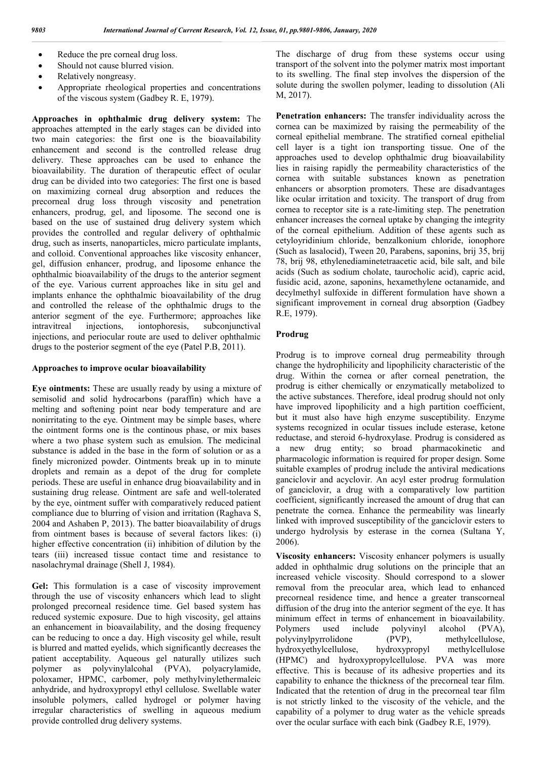- Reduce the pre corneal drug loss.
- Should not cause blurred vision.
- Relatively nongreasy.
- Appropriate rheological properties and concentrations of the viscous system (Gadbey R. E, 1979).

**Approaches in ophthalmic drug delivery system:** The approaches attempted in the early stages can be divided into two main categories: the first one is the bioavailability enhancement and second is the controlled release drug delivery. These approaches can be used to enhance the bioavailability. The duration of therapeutic effect of ocular drug can be divided into two categories: The first one is based on maximizing corneal drug absorption and reduces the precorneal drug loss through viscosity and penetration enhancers, prodrug, gel, and liposome. The second one is based on the use of sustained drug delivery system which provides the controlled and regular delivery of ophthalmic drug, such as inserts, nanoparticles, micro particulate implants, and colloid. Conventional approaches like viscosity enhancer, gel, diffusion enhancer, prodrug, and liposome enhance the ophthalmic bioavailability of the drugs to the anterior segment of the eye. Various current approaches like in situ gel and implants enhance the ophthalmic bioavailability of the drug and controlled the release of the ophthalmic drugs to the anterior segment of the eye. Furthermore; approaches like intravitreal injections, iontophoresis, subconjunctival injections, and periocular route are used to deliver ophthalmic drugs to the posterior segment of the eye (Patel P.B, 2011).

**Approaches to improve ocular bioavailability**

**Eye ointments:** These are usually ready by using a mixture of semisolid and solid hydrocarbons (paraffin) which have a melting and softening point near body temperature and are nonirritating to the eye. Ointment may be simple bases, where the ointment forms one is the continous phase, or mix bases where a two phase system such as emulsion. The medicinal substance is added in the base in the form of solution or as a finely micronized powder. Ointments break up in to minute droplets and remain as a depot of the drug for complete periods. These are useful in enhance drug bioavailability and in sustaining drug release. Ointment are safe and well-tolerated by the eye, ointment suffer with comparatively reduced patient compliance due to blurring of vision and irritation (Raghava S, 2004 and Ashaben P, 2013). The batter bioavailability of drugs from ointment bases is because of several factors likes: (i) higher effective concentration (ii) inhibition of dilution by the tears (iii) increased tissue contact time and resistance to nasolachrymal drainage (Shell J, 1984).

**Gel:** This formulation is a case of viscosity improvement through the use of viscosity enhancers which lead to slight prolonged precorneal residence time. Gel based system has reduced systemic exposure. Due to high viscosity, gel attains an enhancement in bioavailability, and the dosing frequency can be reducing to once a day. High viscosity gel while, result is blurred and matted eyelids, which significantly decreases the patient acceptability. Aqueous gel naturally utilizes such polymer as polyvinylalcohal (PVA), polyacrylamide, poloxamer, HPMC, carbomer, poly methylvinylethermaleic anhydride, and hydroxypropyl ethyl cellulose. Swellable water insoluble polymers, called hydrogel or polymer having irregular characteristics of swelling in aqueous medium provide controlled drug delivery systems. The discharge of drug from these systems occur using transport of the solvent into the polymer matrix most important to its swelling. The final step involves the dispersion of the solute during the swollen polymer, leading to dissolution (Ali M, 2017).

**Penetration enhancers:** The transfer individuality across the cornea can be maximized by raising the permeability of the corneal epithelial membrane. The stratified corneal epithelial cell layer is a tight ion transporting tissue. One of the approaches used to develop ophthalmic drug bioavailability lies in raising rapidly the permeability characteristics of the cornea with suitable substances known as penetration enhancers or absorption promoters. These are disadvantages like ocular irritation and toxicity. The transport of drug from cornea to receptor site is a rate-limiting step. The penetration enhancer increases the corneal uptake by changing the integrity of the corneal epithelium. Addition of these agents such as cetyloyridinium chloride, benzalkonium chloride, ionophore (Such as lasalocid), Tween 20, Parabens, saponins, brij 35, brij 78, brij 98, ethylenediaminetetraacetic acid, bile salt, and bile acids (Such as sodium cholate, taurocholic acid), capric acid, fusidic acid, azone, saponins, hexamethylene octanamide, and decylmethyl sulfoxide in different formulation have shown a significant improvement in corneal drug absorption (Gadbey R.E, 1979).

**Prodrug**

Prodrug is to improve corneal drug permeability through change the hydrophilicity and lipophilicity characteristic of the drug. Within the cornea or after corneal penetration, the prodrug is either chemically or enzymatically metabolized to the active substances. Therefore, ideal prodrug should not only have improved lipophilicity and a high partition coefficient, but it must also have high enzyme susceptibility. Enzyme systems recognized in ocular tissues include esterase, ketone reductase, and steroid 6-hydroxylase. Prodrug is considered as a new drug entity; so broad pharmacokinetic and pharmacologic information is required for proper design. Some suitable examples of prodrug include the antiviral medications ganciclovir and acyclovir. An acyl ester prodrug formulation of ganciclovir, a drug with a comparatively low partition coefficient, significantly increased the amount of drug that can penetrate the cornea. Enhance the permeability was linearly linked with improved susceptibility of the ganciclovir esters to undergo hydrolysis by esterase in the cornea (Sultana Y, 2006).

**Viscosity enhancers:** Viscosity enhancer polymers is usually added in ophthalmic drug solutions on the principle that an increased vehicle viscosity. Should correspond to a slower removal from the preocular area, which lead to enhanced precorneal residence time, and hence a greater transcorneal diffusion of the drug into the anterior segment of the eye. It has minimum effect in terms of enhancement in bioavailability. Polymers used include polyvinyl alcohol (PVA), polyvinylpyrrolidone (PVP), methylcellulose, hydroxyethylcellulose, hydroxypropyl methylcellulose (HPMC) and hydroxypropylcellulose. PVA was more effective. This is because of its adhesive properties and its capability to enhance the thickness of the precorneal tear film. Indicated that the retention of drug in the precorneal tear film is not strictly linked to the viscosity of the vehicle, and the capability of a polymer to drug water as the vehicle spreads over the ocular surface with each bink (Gadbey R.E, 1979).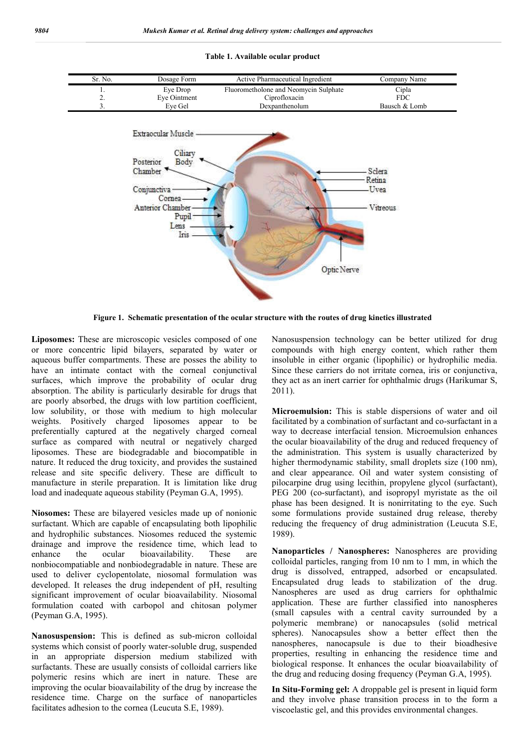**Table 1. Available ocular product**

| Sr. No. | Dosage Form | Active Pharmaceutical Ingredient | Company Name |
|---|---|---|---|
| 1. | Eye Drop | Fluorometholone and Neomycin Sulphate | Cipla |
| 2. | Eye Ointment | Ciprofloxacin | FDC |
| 3. | Eye Gel | Dexpanthenolum | Bausch & Lomb |

**Figure 1. Schematic presentation of the ocular structure with the routes of drug kinetics illustrated**

**Liposomes:** These are microscopic vesicles composed of one or more concentric lipid bilayers, separated by water or aqueous buffer compartments. These are posses the ability to have an intimate contact with the corneal conjunctival surfaces, which improve the probability of ocular drug absorption. The ability is particularly desirable for drugs that are poorly absorbed, the drugs with low partition coefficient, low solubility, or those with medium to high molecular weights. Positively charged liposomes appear to be preferentially captured at the negatively charged corneal surface as compared with neutral or negatively charged liposomes. These are biodegradable and biocompatible in nature. It reduced the drug toxicity, and provides the sustained release and site specific delivery. These are difficult to manufacture in sterile preparation. It is limitation like drug load and inadequate aqueous stability (Peyman G.A, 1995).

**Niosomes:** These are bilayered vesicles made up of nonionic surfactant. Which are capable of encapsulating both lipophilic and hydrophilic substances. Niosomes reduced the systemic drainage and improve the residence time, which lead to enhance the ocular bioavailability. These are nonbiocompatiable and nonbiodegradable in nature. These are used to deliver cyclopentolate, niosomal formulation was developed. It releases the drug independent of pH, resulting significant improvement of ocular bioavailability. Niosomal formulation coated with carbopol and chitosan polymer (Peyman G.A, 1995).

**Nanosuspension:** This is defined as sub-micron colloidal systems which consist of poorly water-soluble drug, suspended in an appropriate dispersion medium stabilized with surfactants. These are usually consists of colloidal carriers like polymeric resins which are inert in nature. These are improving the ocular bioavailability of the drug by increase the residence time. Charge on the surface of nanoparticles facilitates adhesion to the cornea (Leucuta S.E, 1989).

Nanosuspension technology can be better utilized for drug compounds with high energy content, which rather them insoluble in either organic (lipophilic) or hydrophilic media. Since these carriers do not irritate cornea, iris or conjunctiva, they act as an inert carrier for ophthalmic drugs (Harikumar S, 2011).

**Microemulsion:** This is stable dispersions of water and oil facilitated by a combination of surfactant and co-surfactant in a way to decrease interfacial tension. Microemulsion enhances the ocular bioavailability of the drug and reduced frequency of the administration. This system is usually characterized by higher thermodynamic stability, small droplets size (100 nm), and clear appearance. Oil and water system consisting of pilocarpine drug using lecithin, propylene glycol (surfactant), PEG 200 (co-surfactant), and isopropyl myristate as the oil phase has been designed. It is nonirritating to the eye. Such some formulations provide sustained drug release, thereby reducing the frequency of drug administration (Leucuta S.E, 1989).

**Nanoparticles / Nanospheres:** Nanospheres are providing colloidal particles, ranging from 10 nm to 1 mm, in which the drug is dissolved, entrapped, adsorbed or encapsulated. Encapsulated drug leads to stabilization of the drug. Nanospheres are used as drug carriers for ophthalmic application. These are further classified into nanospheres (small capsules with a central cavity surrounded by a polymeric membrane) or nanocapsules (solid metrical spheres). Nanocapsules show a better effect then the nanospheres, nanocapsule is due to their bioadhesive properties, resulting in enhancing the residence time and biological response. It enhances the ocular bioavailability of the drug and reducing dosing frequency (Peyman G.A, 1995).

**In Situ-Forming gel:** A droppable gel is present in liquid form and they involve phase transition process in to the form a viscoelastic gel, and this provides environmental changes.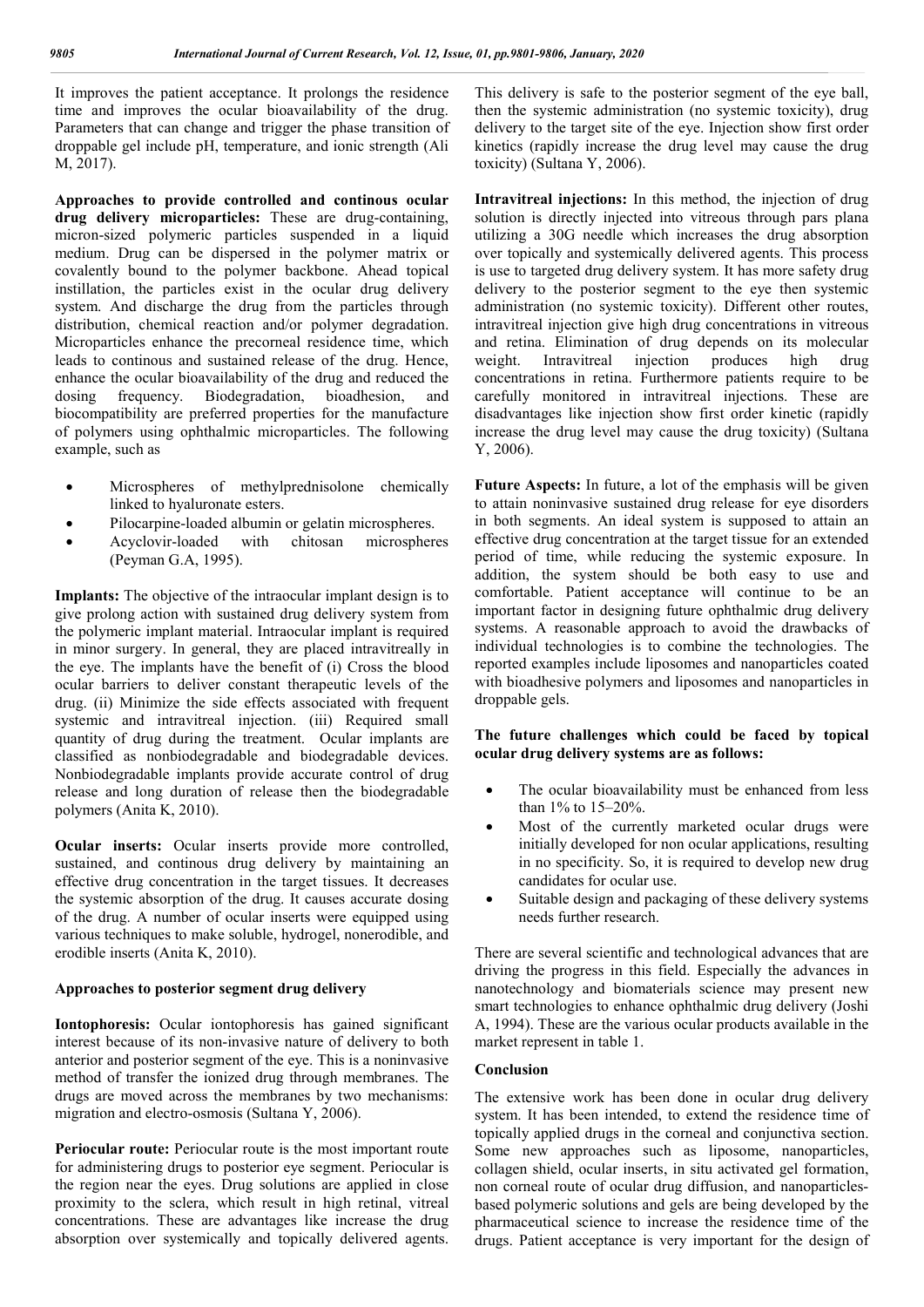It improves the patient acceptance. It prolongs the residence time and improves the ocular bioavailability of the drug. Parameters that can change and trigger the phase transition of droppable gel include pH, temperature, and ionic strength (Ali M, 2017).

**Approaches to provide controlled and continous ocular drug delivery microparticles:** These are drug-containing, micron-sized polymeric particles suspended in a liquid medium. Drug can be dispersed in the polymer matrix or covalently bound to the polymer backbone. Ahead topical instillation, the particles exist in the ocular drug delivery system. And discharge the drug from the particles through distribution, chemical reaction and/or polymer degradation. Microparticles enhance the precorneal residence time, which leads to continous and sustained release of the drug. Hence, enhance the ocular bioavailability of the drug and reduced the dosing frequency. Biodegradation, bioadhesion, and biocompatibility are preferred properties for the manufacture of polymers using ophthalmic microparticles. The following example, such as

- Microspheres of methylprednisolone chemically linked to hyaluronate esters.
- Pilocarpine-loaded albumin or gelatin microspheres.
- Acyclovir-loaded with chitosan microspheres (Peyman G.A, 1995).

**Implants:** The objective of the intraocular implant design is to give prolong action with sustained drug delivery system from the polymeric implant material. Intraocular implant is required in minor surgery. In general, they are placed intravitreally in the eye. The implants have the benefit of (i) Cross the blood ocular barriers to deliver constant therapeutic levels of the drug. (ii) Minimize the side effects associated with frequent systemic and intravitreal injection. (iii) Required small quantity of drug during the treatment. Ocular implants are classified as nonbiodegradable and biodegradable devices. Nonbiodegradable implants provide accurate control of drug release and long duration of release then the biodegradable polymers (Anita K, 2010).

**Ocular inserts:** Ocular inserts provide more controlled, sustained, and continous drug delivery by maintaining an effective drug concentration in the target tissues. It decreases the systemic absorption of the drug. It causes accurate dosing of the drug. A number of ocular inserts were equipped using various techniques to make soluble, hydrogel, nonerodible, and erodible inserts (Anita K, 2010).

### Approaches to posterior segment drug delivery

**Iontophoresis:** Ocular iontophoresis has gained significant interest because of its non-invasive nature of delivery to both anterior and posterior segment of the eye. This is a noninvasive method of transfer the ionized drug through membranes. The drugs are moved across the membranes by two mechanisms: migration and electro-osmosis (Sultana Y, 2006).

**Periocular route:** Periocular route is the most important route for administering drugs to posterior eye segment. Periocular is the region near the eyes. Drug solutions are applied in close proximity to the sclera, which result in high retinal, vitreal concentrations. These are advantages like increase the drug absorption over systemically and topically delivered agents. This delivery is safe to the posterior segment of the eye ball, then the systemic administration (no systemic toxicity), drug delivery to the target site of the eye. Injection show first order kinetics (rapidly increase the drug level may cause the drug toxicity) (Sultana Y, 2006).

**Intravitreal injections:** In this method, the injection of drug solution is directly injected into vitreous through pars plana utilizing a 30G needle which increases the drug absorption over topically and systemically delivered agents. This process is use to targeted drug delivery system. It has more safety drug delivery to the posterior segment to the eye then systemic administration (no systemic toxicity). Different other routes, intravitreal injection give high drug concentrations in vitreous and retina. Elimination of drug depends on its molecular weight. Intravitreal injection produces high drug concentrations in retina. Furthermore patients require to be carefully monitored in intravitreal injections. These are disadvantages like injection show first order kinetic (rapidly increase the drug level may cause the drug toxicity) (Sultana Y, 2006).

**Future Aspects:** In future, a lot of the emphasis will be given to attain noninvasive sustained drug release for eye disorders in both segments. An ideal system is supposed to attain an effective drug concentration at the target tissue for an extended period of time, while reducing the systemic exposure. In addition, the system should be both easy to use and comfortable. Patient acceptance will continue to be an important factor in designing future ophthalmic drug delivery systems. A reasonable approach to avoid the drawbacks of individual technologies is to combine the technologies. The reported examples include liposomes and nanoparticles coated with bioadhesive polymers and liposomes and nanoparticles in droppable gels.

**The future challenges which could be faced by topical ocular drug delivery systems are as follows:**

- The ocular bioavailability must be enhanced from less than 1% to 15–20%.
- Most of the currently marketed ocular drugs were initially developed for non ocular applications, resulting in no specificity. So, it is required to develop new drug candidates for ocular use.
- Suitable design and packaging of these delivery systems needs further research.

There are several scientific and technological advances that are driving the progress in this field. Especially the advances in nanotechnology and biomaterials science may present new smart technologies to enhance ophthalmic drug delivery (Joshi A, 1994). These are the various ocular products available in the market represent in table 1.

## Conclusion

The extensive work has been done in ocular drug delivery system. It has been intended, to extend the residence time of topically applied drugs in the corneal and conjunctiva section. Some new approaches such as liposome, nanoparticles, collagen shield, ocular inserts, in situ activated gel formation, non corneal route of ocular drug diffusion, and nanoparticles-based polymeric solutions and gels are being developed by the pharmaceutical science to increase the residence time of the drugs. Patient acceptance is very important for the design of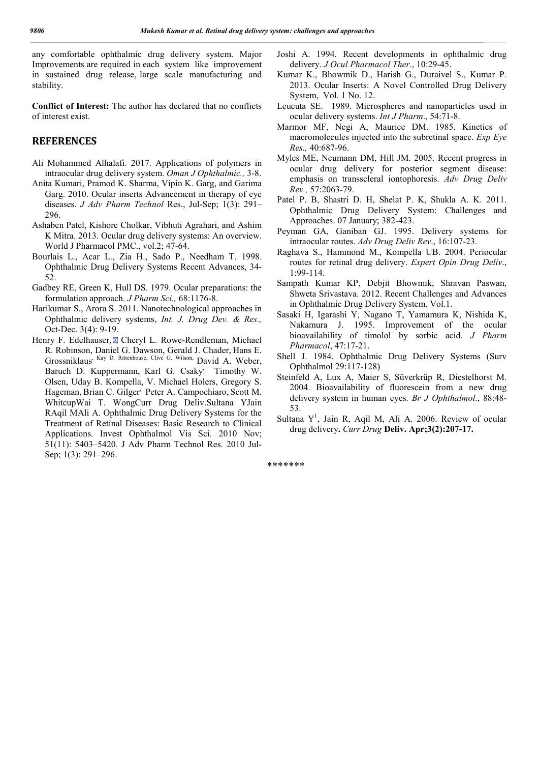any comfortable ophthalmic drug delivery system. Major Improvements are required in each system like improvement in sustained drug release, large scale manufacturing and stability.

**Conflict of Interest:** The author has declared that no conflicts of interest exist.

## REFERENCES

Ali Mohammed Alhalafi. 2017. Applications of polymers in intraocular drug delivery system. *Oman J Ophthalmic.,* 3-8.

Anita Kumari, Pramod K. Sharma, Vipin K. Garg, and Garima Garg. 2010. Ocular inserts Advancement in therapy of eye diseases. *J Adv Pharm Technol* Res., Jul-Sep; 1(3): 291–296.

Ashaben Patel, Kishore Cholkar, Vibhuti Agrahari, and Ashim K Mitra. 2013. Ocular drug delivery systems: An overview. World J Pharmacol PMC., vol.2; 47-64.

Bourlais L., Acar L., Zia H., Sado P., Needham T. 1998. Ophthalmic Drug Delivery Systems Recent Advances, 34-52.

Gadbey RE, Green K, Hull DS. 1979. Ocular preparations: the formulation approach. *J Pharm Sci.,* 68:1176-8.

Harikumar S., Arora S. 2011. Nanotechnological approaches in Ophthalmic delivery systems, *Int. J. Drug Dev. & Res.,* Oct-Dec. 3(4): 9-19.

Henry F. Edelhauser, Cheryl L. Rowe-Rendleman, Michael R. Robinson, Daniel G. Dawson, Gerald J. Chader, Hans E. Grossniklaus, Kay D. Rittenhouse, Clive G. Wilson, David A. Weber, Baruch D. Kuppermann, Karl G. Csaky, Timothy W. Olsen, Uday B. Kompella, V. Michael Holers, Gregory S. Hageman, Brian C. Gilger, Peter A. Campochiaro, Scott M. WhitcupWai T. WongCurr Drug Deliv.Sultana YJain RAqil MAli A. Ophthalmic Drug Delivery Systems for the Treatment of Retinal Diseases: Basic Research to Clinical Applications. Invest Ophthalmol Vis Sci. 2010 Nov; 51(11): 5403–5420. J Adv Pharm Technol Res. 2010 Jul-Sep; 1(3): 291–296.

Joshi A. 1994. Recent developments in ophthalmic drug delivery. *J Ocul Pharmacol Ther*., 10:29-45.

Kumar K., Bhowmik D., Harish G., Duraivel S., Kumar P. 2013. Ocular Inserts: A Novel Controlled Drug Delivery System, Vol. 1 No. 12.

Leucuta SE. 1989. Microspheres and nanoparticles used in ocular delivery systems. *Int J Pharm*., 54:71-8.

Marmor MF, Negi A, Maurice DM. 1985. Kinetics of macromolecules injected into the subretinal space. *Exp Eye Res.,* 40:687-96.

Myles ME, Neumann DM, Hill JM. 2005. Recent progress in ocular drug delivery for posterior segment disease: emphasis on transscleral iontophoresis. *Adv Drug Deliv Rev.,* 57:2063-79.

Patel P. B, Shastri D. H, Shelat P. K, Shukla A. K. 2011. Ophthalmic Drug Delivery System: Challenges and Approaches. 07 January; 382-423.

Peyman GA, Ganiban GJ. 1995. Delivery systems for intraocular routes. *Adv Drug Deliv Rev*., 16:107-23.

Raghava S., Hammond M., Kompella UB. 2004. Periocular routes for retinal drug delivery. *Expert Opin Drug Deliv*., 1:99-114.

Sampath Kumar KP, Debjit Bhowmik, Shravan Paswan, Shweta Srivastava. 2012. Recent Challenges and Advances in Ophthalmic Drug Delivery System. Vol.1.

Sasaki H, Igarashi Y, Nagano T, Yamamura K, Nishida K, Nakamura J. 1995. Improvement of the ocular bioavailability of timolol by sorbic acid. *J Pharm Pharmacol*, 47:17-21.

Shell J. 1984. Ophthalmic Drug Delivery Systems (Surv Ophthalmol 29:117-128)

Steinfeld A, Lux A, Maier S, Süverkrüp R, Diestelhorst M. 2004. Bioavailability of fluorescein from a new drug delivery system in human eyes. *Br J Ophthalmol*., 88:48-53.

Sultana Y[1], Jain R, Aqil M, Ali A. 2006. Review of ocular drug delivery**.** *Curr Drug* **Deliv. Apr;3(2):207-17.**

\*\*\*\*\*\*\*